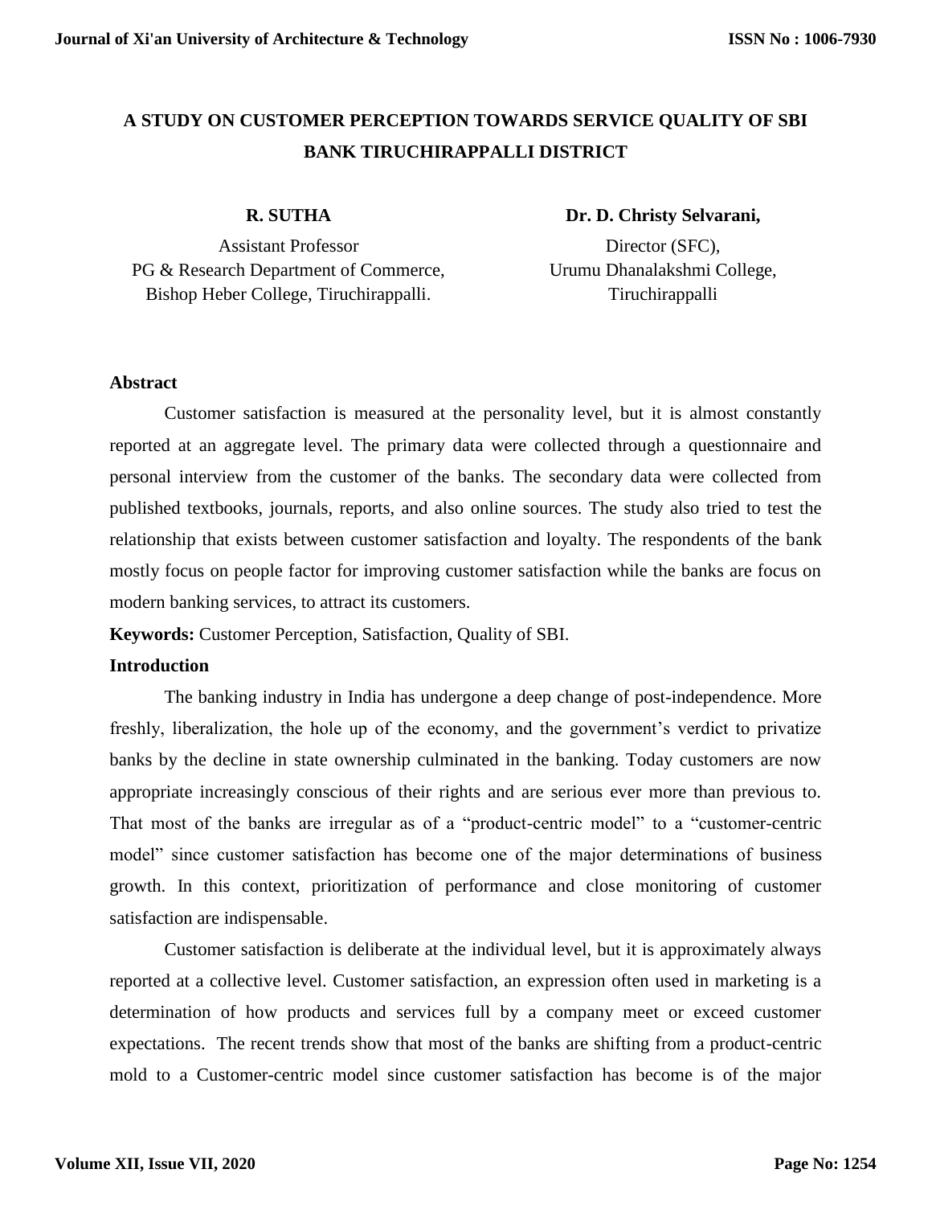# A STUDY ON CUSTOMER PERCEPTION TOWARDS SERVICE QUALITY OF SBI BANK TIRUCHIRAPPALLI DISTRICT

**R. SUTHA**
Assistant Professor
PG & Research Department of Commerce,
Bishop Heber College, Tiruchirappalli.

**Dr. D. Christy Selvarani,**
Director (SFC),
Urumu Dhanalakshmi College,
Tiruchirappalli

## Abstract

Customer satisfaction is measured at the personality level, but it is almost constantly reported at an aggregate level. The primary data were collected through a questionnaire and personal interview from the customer of the banks. The secondary data were collected from published textbooks, journals, reports, and also online sources. The study also tried to test the relationship that exists between customer satisfaction and loyalty. The respondents of the bank mostly focus on people factor for improving customer satisfaction while the banks are focus on modern banking services, to attract its customers.

**Keywords:** Customer Perception, Satisfaction, Quality of SBI.

## Introduction

The banking industry in India has undergone a deep change of post-independence. More freshly, liberalization, the hole up of the economy, and the government's verdict to privatize banks by the decline in state ownership culminated in the banking. Today customers are now appropriate increasingly conscious of their rights and are serious ever more than previous to. That most of the banks are irregular as of a "product-centric model" to a "customer-centric model" since customer satisfaction has become one of the major determinations of business growth. In this context, prioritization of performance and close monitoring of customer satisfaction are indispensable.

Customer satisfaction is deliberate at the individual level, but it is approximately always reported at a collective level. Customer satisfaction, an expression often used in marketing is a determination of how products and services full by a company meet or exceed customer expectations. The recent trends show that most of the banks are shifting from a product-centric mold to a Customer-centric model since customer satisfaction has become is of the major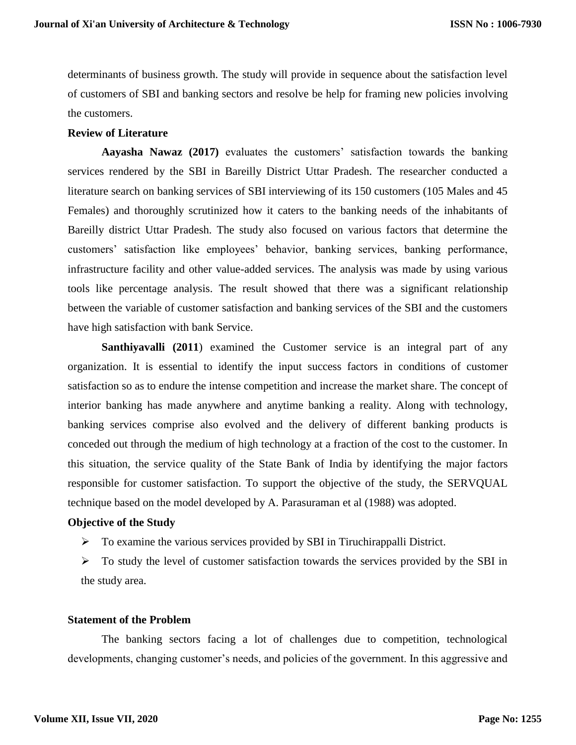determinants of business growth. The study will provide in sequence about the satisfaction level of customers of SBI and banking sectors and resolve be help for framing new policies involving the customers.

**Review of Literature**

**Aayasha Nawaz (2017)** evaluates the customers' satisfaction towards the banking services rendered by the SBI in Bareilly District Uttar Pradesh. The researcher conducted a literature search on banking services of SBI interviewing of its 150 customers (105 Males and 45 Females) and thoroughly scrutinized how it caters to the banking needs of the inhabitants of Bareilly district Uttar Pradesh. The study also focused on various factors that determine the customers' satisfaction like employees' behavior, banking services, banking performance, infrastructure facility and other value-added services. The analysis was made by using various tools like percentage analysis. The result showed that there was a significant relationship between the variable of customer satisfaction and banking services of the SBI and the customers have high satisfaction with bank Service.

**Santhiyavalli (2011**) examined the Customer service is an integral part of any organization. It is essential to identify the input success factors in conditions of customer satisfaction so as to endure the intense competition and increase the market share. The concept of interior banking has made anywhere and anytime banking a reality. Along with technology, banking services comprise also evolved and the delivery of different banking products is conceded out through the medium of high technology at a fraction of the cost to the customer. In this situation, the service quality of the State Bank of India by identifying the major factors responsible for customer satisfaction. To support the objective of the study, the SERVQUAL technique based on the model developed by A. Parasuraman et al (1988) was adopted.

**Objective of the Study**

- To examine the various services provided by SBI in Tiruchirappalli District.
- To study the level of customer satisfaction towards the services provided by the SBI in the study area.

**Statement of the Problem**

The banking sectors facing a lot of challenges due to competition, technological developments, changing customer's needs, and policies of the government. In this aggressive and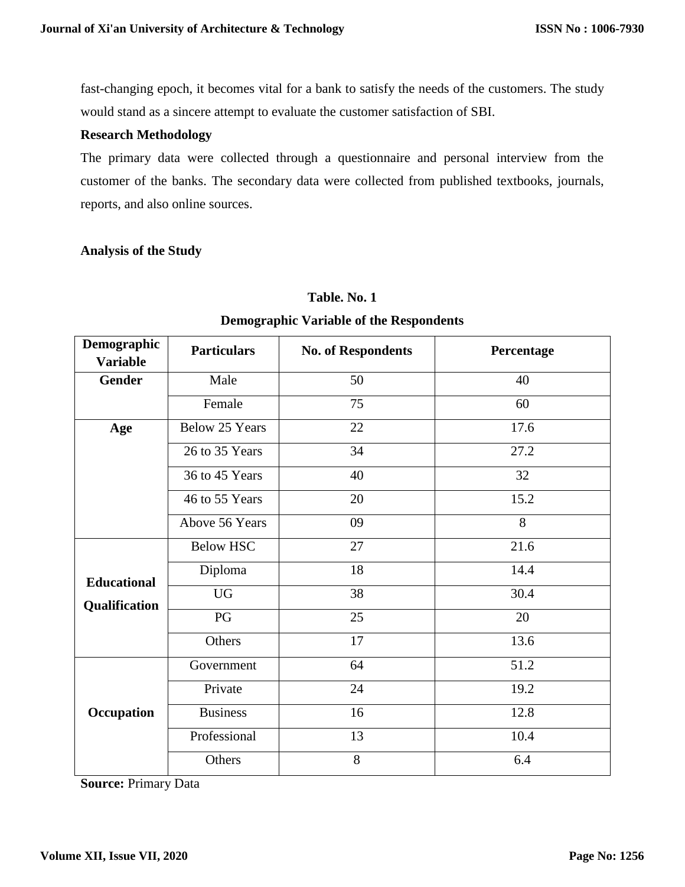fast-changing epoch, it becomes vital for a bank to satisfy the needs of the customers. The study would stand as a sincere attempt to evaluate the customer satisfaction of SBI.

**Research Methodology**

The primary data were collected through a questionnaire and personal interview from the customer of the banks. The secondary data were collected from published textbooks, journals, reports, and also online sources.

**Analysis of the Study**

**Table. No. 1**

**Demographic Variable of the Respondents**

| Demographic Variable | Particulars | No. of Respondents | Percentage |
|---|---|---|---|
| **Gender** | Male | 50 | 40 |
| | Female | 75 | 60 |
| **Age** | Below 25 Years | 22 | 17.6 |
| | 26 to 35 Years | 34 | 27.2 |
| | 36 to 45 Years | 40 | 32 |
| | 46 to 55 Years | 20 | 15.2 |
| | Above 56 Years | 09 | 8 |
| **Educational Qualification** | Below HSC | 27 | 21.6 |
| | Diploma | 18 | 14.4 |
| | UG | 38 | 30.4 |
| | PG | 25 | 20 |
| | Others | 17 | 13.6 |
| **Occupation** | Government | 64 | 51.2 |
| | Private | 24 | 19.2 |
| | Business | 16 | 12.8 |
| | Professional | 13 | 10.4 |
| | Others | 8 | 6.4 |

**Source:** Primary Data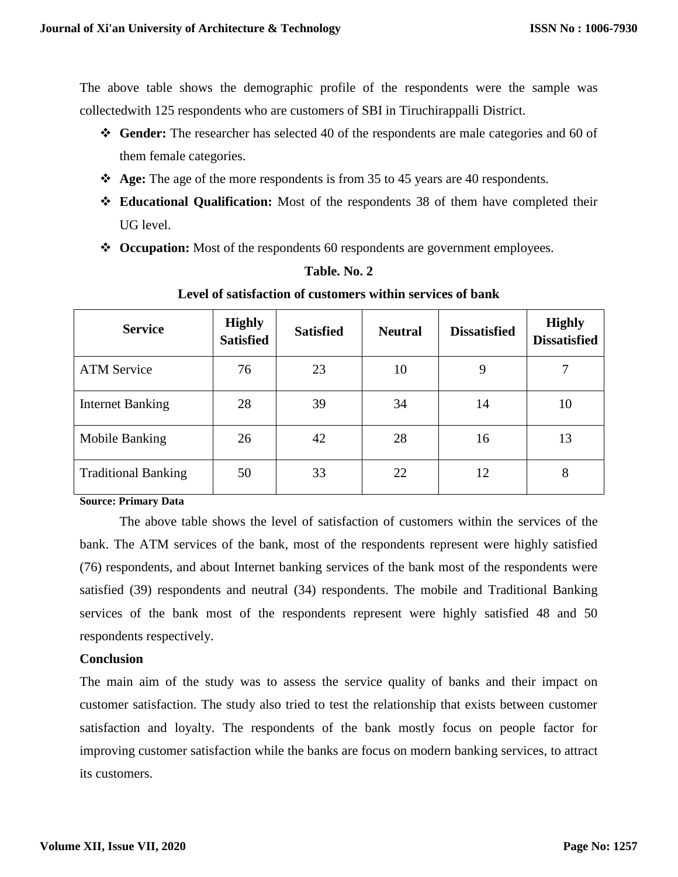The above table shows the demographic profile of the respondents were the sample was collectedwith 125 respondents who are customers of SBI in Tiruchirappalli District.

- **Gender:** The researcher has selected 40 of the respondents are male categories and 60 of them female categories.
- **Age:** The age of the more respondents is from 35 to 45 years are 40 respondents.
- **Educational Qualification:** Most of the respondents 38 of them have completed their UG level.
- **Occupation:** Most of the respondents 60 respondents are government employees.

**Table. No. 2**

**Level of satisfaction of customers within services of bank**

| Service | Highly Satisfied | Satisfied | Neutral | Dissatisfied | Highly Dissatisfied |
|---|---|---|---|---|---|
| ATM Service | 76 | 23 | 10 | 9 | 7 |
| Internet Banking | 28 | 39 | 34 | 14 | 10 |
| Mobile Banking | 26 | 42 | 28 | 16 | 13 |
| Traditional Banking | 50 | 33 | 22 | 12 | 8 |

**Source: Primary Data**

The above table shows the level of satisfaction of customers within the services of the bank. The ATM services of the bank, most of the respondents represent were highly satisfied (76) respondents, and about Internet banking services of the bank most of the respondents were satisfied (39) respondents and neutral (34) respondents. The mobile and Traditional Banking services of the bank most of the respondents represent were highly satisfied 48 and 50 respondents respectively.

**Conclusion**

The main aim of the study was to assess the service quality of banks and their impact on customer satisfaction. The study also tried to test the relationship that exists between customer satisfaction and loyalty. The respondents of the bank mostly focus on people factor for improving customer satisfaction while the banks are focus on modern banking services, to attract its customers.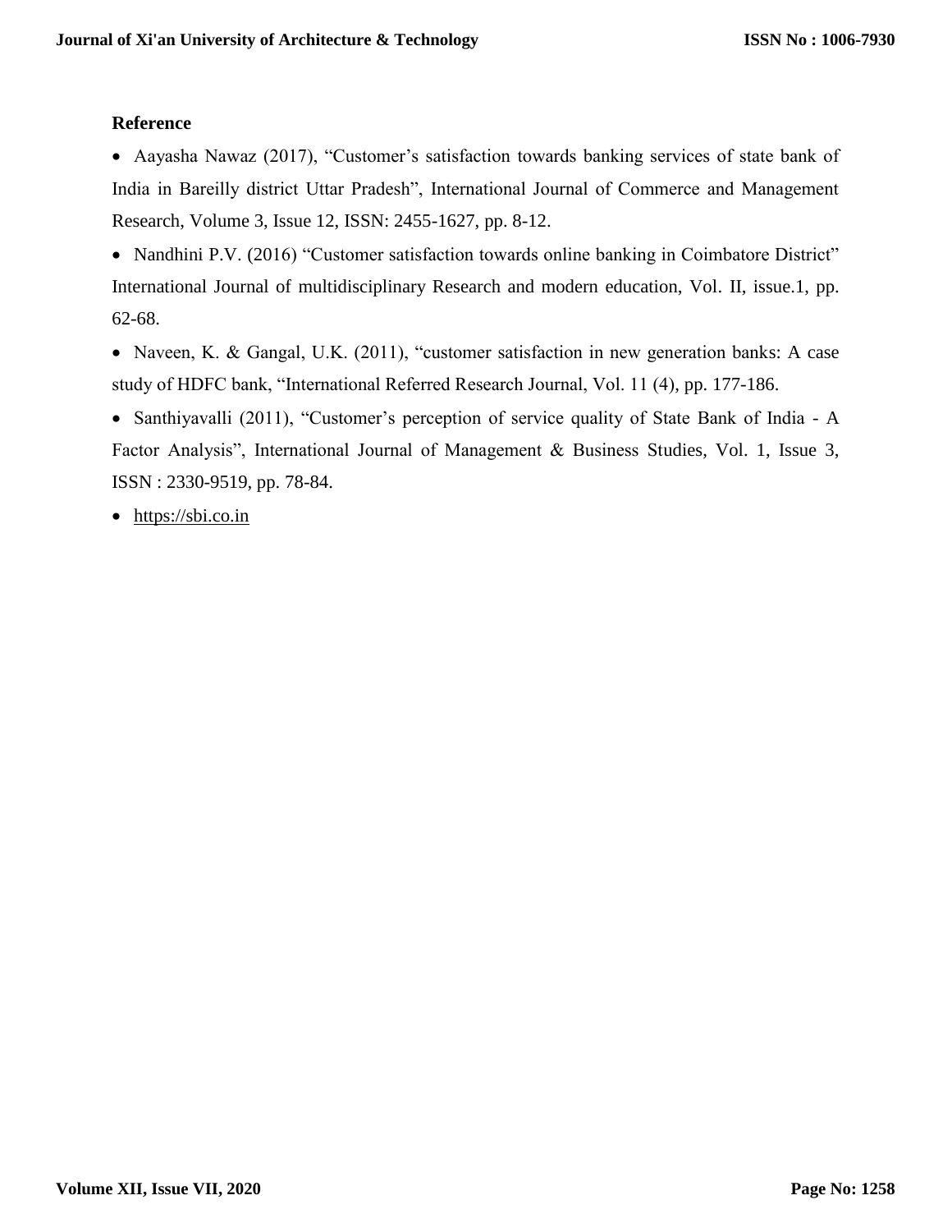## Reference

- Aayasha Nawaz (2017), “Customer’s satisfaction towards banking services of state bank of India in Bareilly district Uttar Pradesh”, International Journal of Commerce and Management Research, Volume 3, Issue 12, ISSN: 2455-1627, pp. 8-12.
- Nandhini P.V. (2016) “Customer satisfaction towards online banking in Coimbatore District” International Journal of multidisciplinary Research and modern education, Vol. II, issue.1, pp. 62-68.
- Naveen, K. & Gangal, U.K. (2011), “customer satisfaction in new generation banks: A case study of HDFC bank, “International Referred Research Journal, Vol. 11 (4), pp. 177-186.
- Santhiyavalli (2011), “Customer’s perception of service quality of State Bank of India - A Factor Analysis”, International Journal of Management & Business Studies, Vol. 1, Issue 3, ISSN : 2330-9519, pp. 78-84.
- https://sbi.co.in